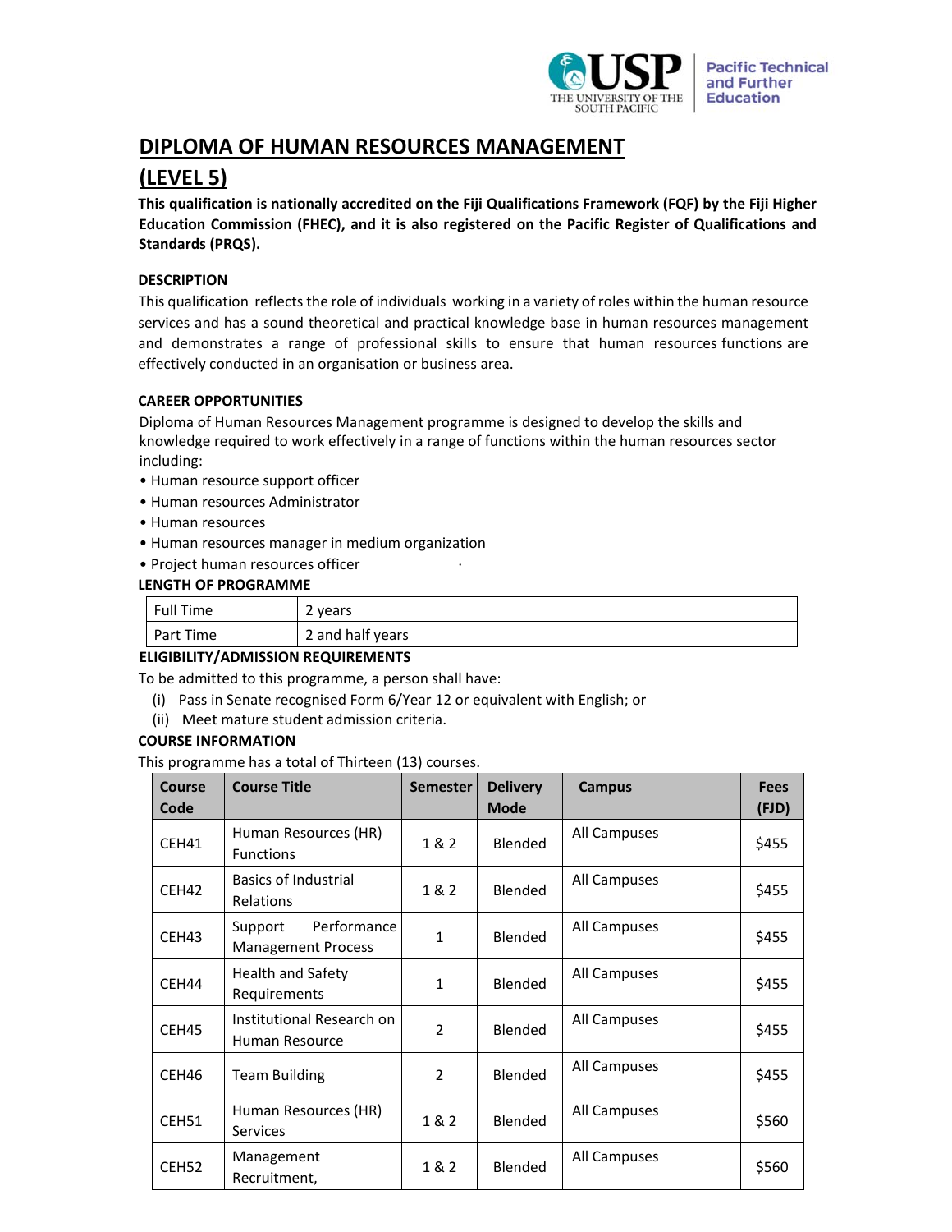# DIPLOMA OF HUMAN RESOURCES MANAGEMENT

# (LEVEL 5)

**This qualification is nationally accredited on the Fiji Qualifications Framework (FQF) by the Fiji Higher Education Commission (FHEC), and it is also registered on the Pacific Register of Qualifications and Standards (PRQS).**

### DESCRIPTION

This qualification reflects the role of individuals working in a variety of roles within the human resource services and has a sound theoretical and practical knowledge base in human resources management and demonstrates a range of professional skills to ensure that human resources functions are effectively conducted in an organisation or business area.

### CAREER OPPORTUNITIES

Diploma of Human Resources Management programme is designed to develop the skills and knowledge required to work effectively in a range of functions within the human resources sector including:

- Human resource support officer
- Human resources Administrator
- Human resources
- Human resources manager in medium organization
- Project human resources officer

### LENGTH OF PROGRAMME

| Full Time | 2 years |
|---|---|
| Part Time | 2 and half years |

### ELIGIBILITY/ADMISSION REQUIREMENTS

To be admitted to this programme, a person shall have:

(i) Pass in Senate recognised Form 6/Year 12 or equivalent with English; or
(ii) Meet mature student admission criteria.

### COURSE INFORMATION

This programme has a total of Thirteen (13) courses.

| Course Code | Course Title | Semester | Delivery Mode | Campus | Fees (FJD) |
|---|---|---|---|---|---|
| CEH41 | Human Resources (HR) Functions | 1 & 2 | Blended | All Campuses | $455 |
| CEH42 | Basics of Industrial Relations | 1 & 2 | Blended | All Campuses | $455 |
| CEH43 | Support Performance Management Process | 1 | Blended | All Campuses | $455 |
| CEH44 | Health and Safety Requirements | 1 | Blended | All Campuses | $455 |
| CEH45 | Institutional Research on Human Resource | 2 | Blended | All Campuses | $455 |
| CEH46 | Team Building | 2 | Blended | All Campuses | $455 |
| CEH51 | Human Resources (HR) Services | 1 & 2 | Blended | All Campuses | $560 |
| CEH52 | Management Recruitment, | 1 & 2 | Blended | All Campuses | $560 |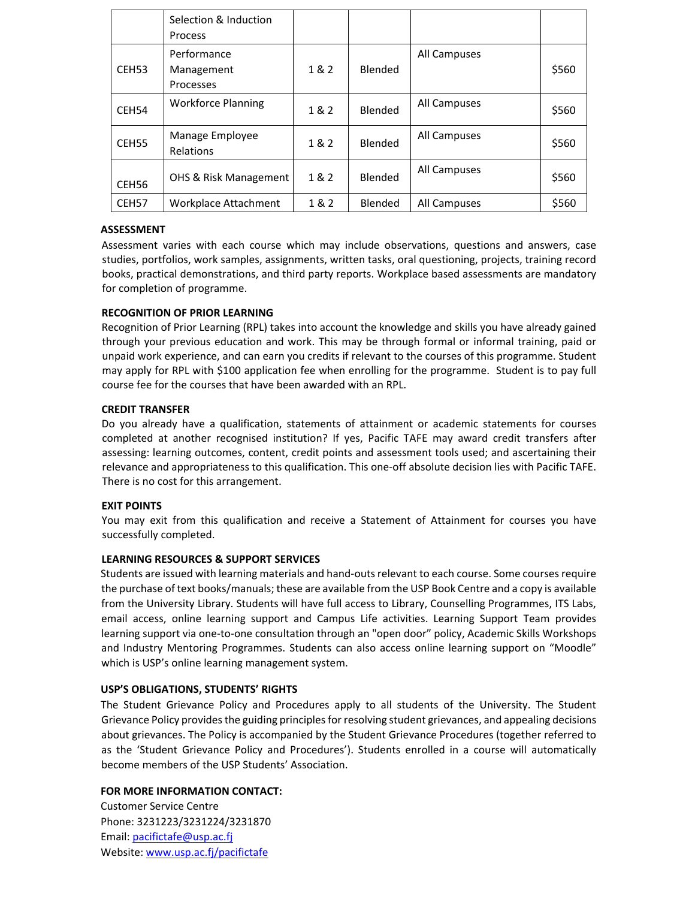| | | | | | |
|---|---|---|---|---|---|
| | Selection & Induction Process | | | | |
| CEH53 | Performance Management Processes | 1 & 2 | Blended | All Campuses | $560 |
| CEH54 | Workforce Planning | 1 & 2 | Blended | All Campuses | $560 |
| CEH55 | Manage Employee Relations | 1 & 2 | Blended | All Campuses | $560 |
| CEH56 | OHS & Risk Management | 1 & 2 | Blended | All Campuses | $560 |
| CEH57 | Workplace Attachment | 1 & 2 | Blended | All Campuses | $560 |

**ASSESSMENT**

Assessment varies with each course which may include observations, questions and answers, case studies, portfolios, work samples, assignments, written tasks, oral questioning, projects, training record books, practical demonstrations, and third party reports. Workplace based assessments are mandatory for completion of programme.

**RECOGNITION OF PRIOR LEARNING**

Recognition of Prior Learning (RPL) takes into account the knowledge and skills you have already gained through your previous education and work. This may be through formal or informal training, paid or unpaid work experience, and can earn you credits if relevant to the courses of this programme. Student may apply for RPL with $100 application fee when enrolling for the programme. Student is to pay full course fee for the courses that have been awarded with an RPL.

**CREDIT TRANSFER**

Do you already have a qualification, statements of attainment or academic statements for courses completed at another recognised institution? If yes, Pacific TAFE may award credit transfers after assessing: learning outcomes, content, credit points and assessment tools used; and ascertaining their relevance and appropriateness to this qualification. This one-off absolute decision lies with Pacific TAFE. There is no cost for this arrangement.

**EXIT POINTS**

You may exit from this qualification and receive a Statement of Attainment for courses you have successfully completed.

**LEARNING RESOURCES & SUPPORT SERVICES**

Students are issued with learning materials and hand-outs relevant to each course. Some courses require the purchase of text books/manuals; these are available from the USP Book Centre and a copy is available from the University Library. Students will have full access to Library, Counselling Programmes, ITS Labs, email access, online learning support and Campus Life activities. Learning Support Team provides learning support via one-to-one consultation through an "open door" policy, Academic Skills Workshops and Industry Mentoring Programmes. Students can also access online learning support on "Moodle" which is USP's online learning management system.

**USP'S OBLIGATIONS, STUDENTS' RIGHTS**

The Student Grievance Policy and Procedures apply to all students of the University. The Student Grievance Policy provides the guiding principles for resolving student grievances, and appealing decisions about grievances. The Policy is accompanied by the Student Grievance Procedures (together referred to as the 'Student Grievance Policy and Procedures'). Students enrolled in a course will automatically become members of the USP Students' Association.

**FOR MORE INFORMATION CONTACT:**

Customer Service Centre
Phone: 3231223/3231224/3231870
Email: pacifictafe@usp.ac.fj
Website: www.usp.ac.fj/pacifictafe